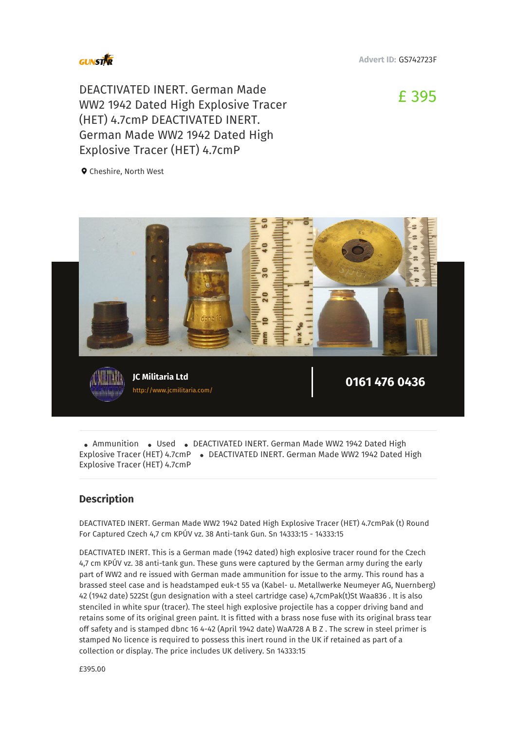GUNSTAR

Advert ID: GS742723F

# DEACTIVATED INERT. German Made WW2 1942 Dated High Explosive Tracer (HET) 4.7cmP DEACTIVATED INERT. German Made WW2 1942 Dated High Explosive Tracer (HET) 4.7cmP

£ 395

Cheshire, North West

**JC Militaria Ltd**

http://www.jcmilitaria.com/

**0161 476 0436**

- Ammunition
- Used
- DEACTIVATED INERT. German Made WW2 1942 Dated High Explosive Tracer (HET) 4.7cmP
- DEACTIVATED INERT. German Made WW2 1942 Dated High Explosive Tracer (HET) 4.7cmP

## Description

DEACTIVATED INERT. German Made WW2 1942 Dated High Explosive Tracer (HET) 4.7cmPak (t) Round For Captured Czech 4,7 cm KPÚV vz. 38 Anti-tank Gun. Sn 14333:15 - 14333:15

DEACTIVATED INERT. This is a German made (1942 dated) high explosive tracer round for the Czech 4,7 cm KPÚV vz. 38 anti-tank gun. These guns were captured by the German army during the early part of WW2 and re issued with German made ammunition for issue to the army. This round has a brassed steel case and is headstamped euk-t 55 va (Kabel- u. Metallwerke Neumeyer AG, Nuernberg) 42 (1942 date) 522St (gun designation with a steel cartridge case) 4,7cmPak(t)St Waa836 . It is also stenciled in white spur (tracer). The steel high explosive projectile has a copper driving band and retains some of its original green paint. It is fitted with a brass nose fuse with its original brass tear off safety and is stamped dbnc 16 4-42 (April 1942 date) WaA728 A B Z . The screw in steel primer is stamped No licence is required to possess this inert round in the UK if retained as part of a collection or display. The price includes UK delivery. Sn 14333:15

£395.00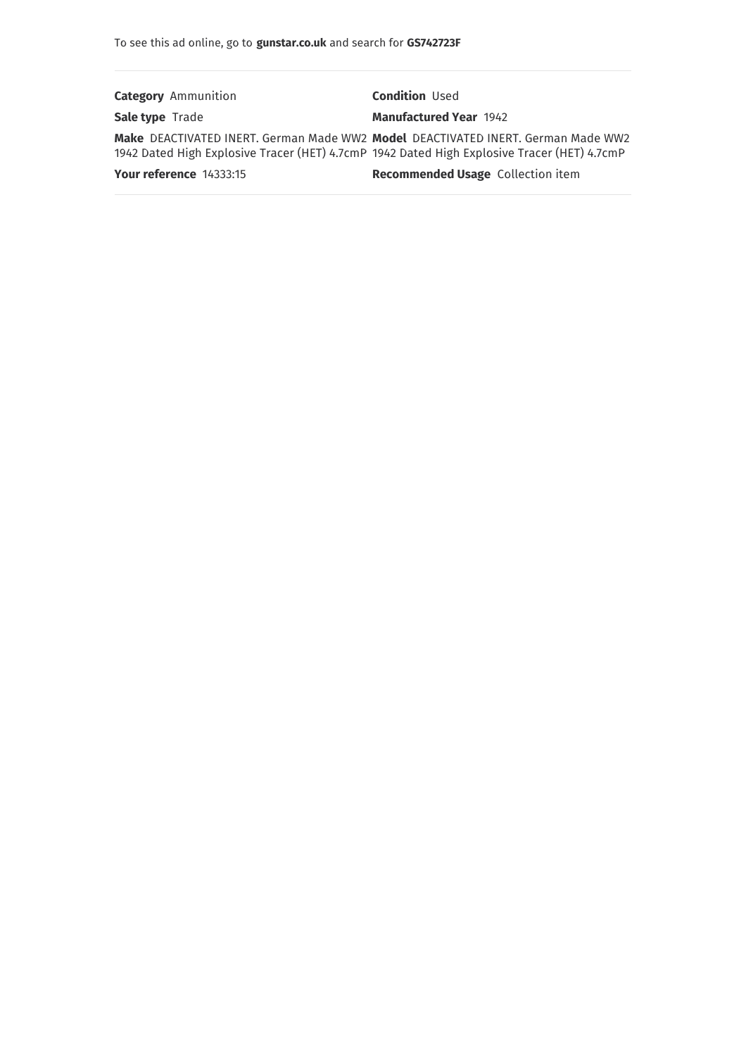To see this ad online, go to **gunstar.co.uk** and search for **GS742723F**

| | |
|---|---|
| **Category** Ammunition | **Condition** Used |
| **Sale type** Trade | **Manufactured Year** 1942 |
| **Make** DEACTIVATED INERT. German Made WW2 1942 Dated High Explosive Tracer (HET) 4.7cmP | **Model** DEACTIVATED INERT. German Made WW2 1942 Dated High Explosive Tracer (HET) 4.7cmP |
| **Your reference** 14333:15 | **Recommended Usage** Collection item |